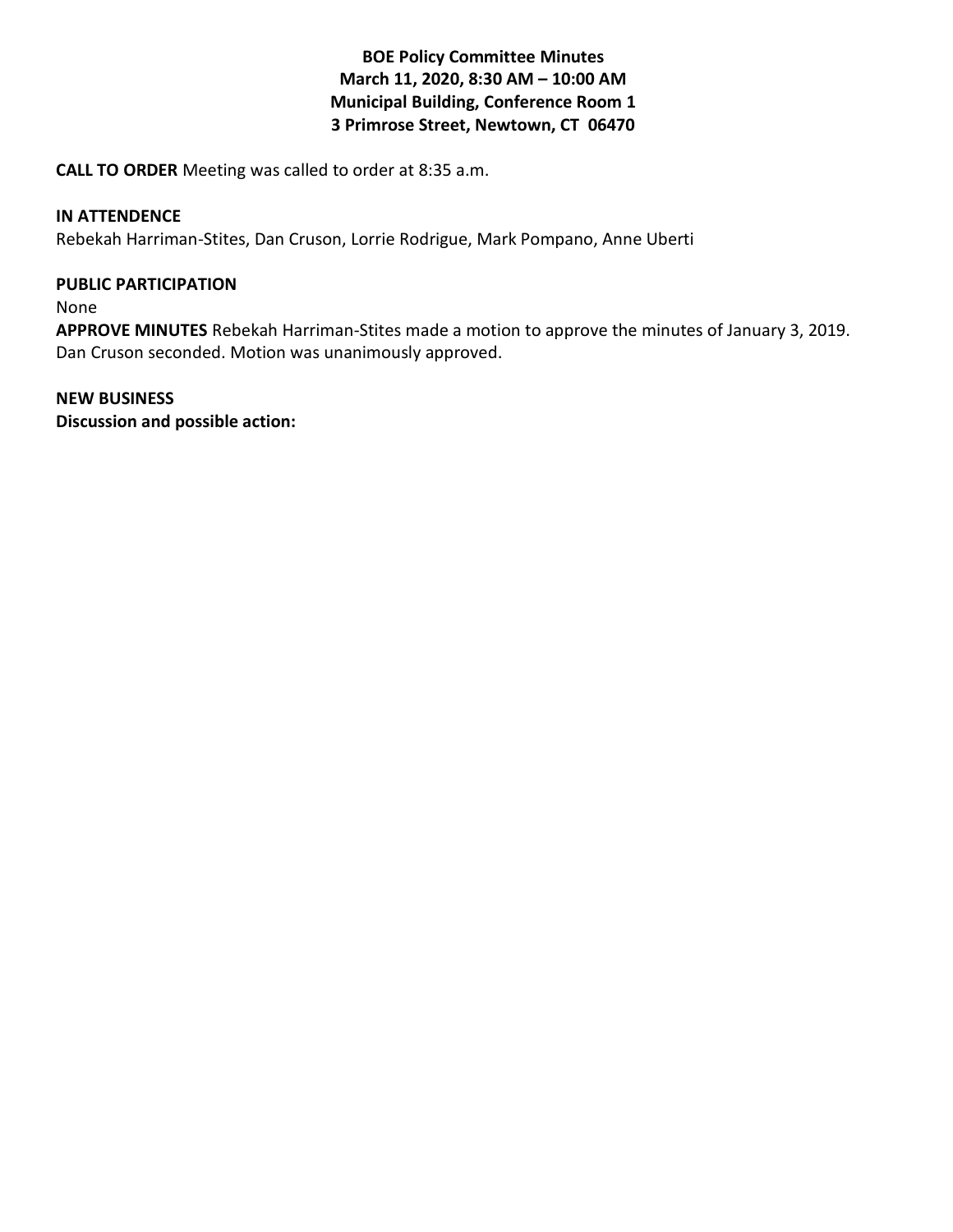**BOE Policy Committee Minutes**
**March 11, 2020, 8:30 AM – 10:00 AM**
**Municipal Building, Conference Room 1**
**3 Primrose Street, Newtown, CT 06470**

**CALL TO ORDER** Meeting was called to order at 8:35 a.m.

**IN ATTENDENCE**
Rebekah Harriman-Stites, Dan Cruson, Lorrie Rodrigue, Mark Pompano, Anne Uberti

**PUBLIC PARTICIPATION**
None

**APPROVE MINUTES** Rebekah Harriman-Stites made a motion to approve the minutes of January 3, 2019. Dan Cruson seconded. Motion was unanimously approved.

**NEW BUSINESS**
**Discussion and possible action:**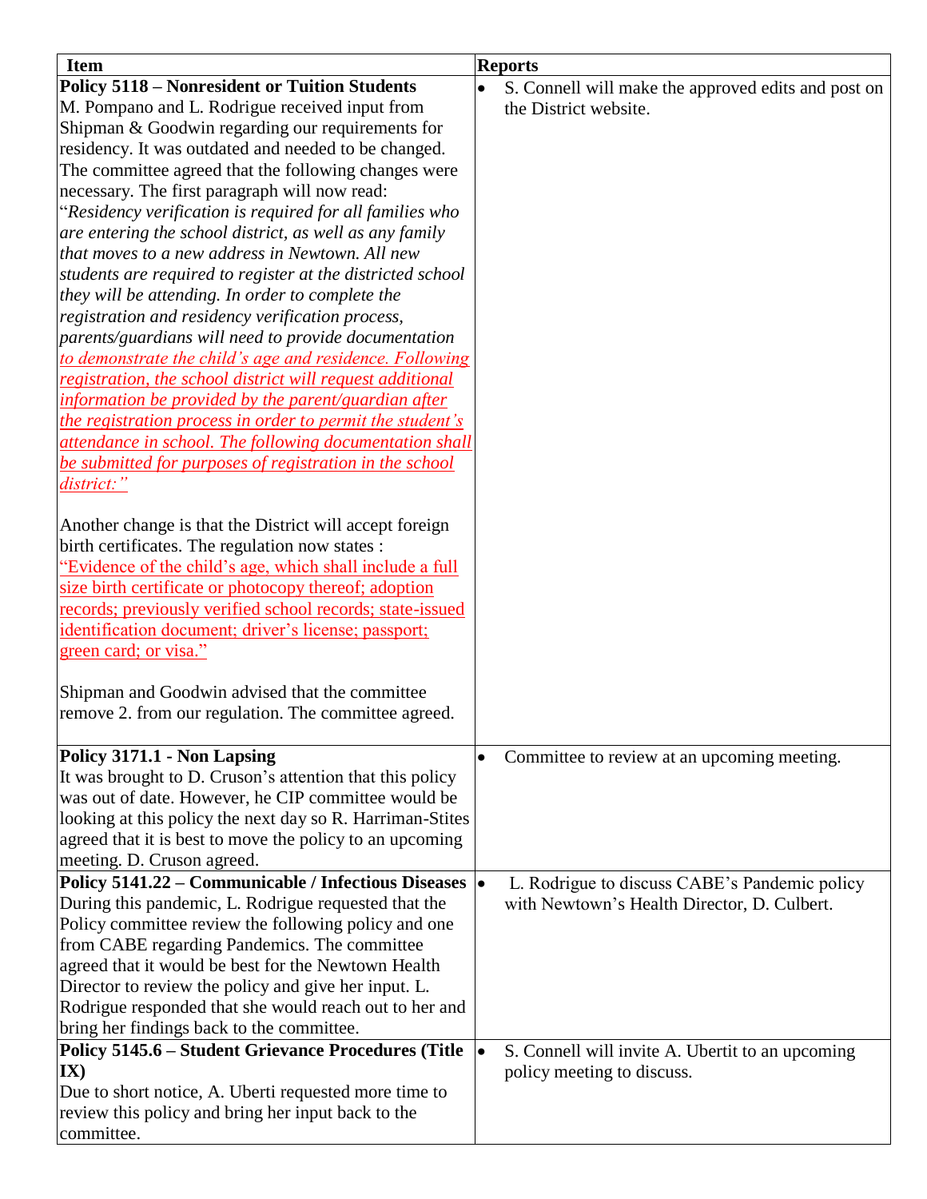| Item | Reports |
| --- | --- |
| **Policy 5118 – Nonresident or Tuition Students**<br>M. Pompano and L. Rodrigue received input from Shipman & Goodwin regarding our requirements for residency. It was outdated and needed to be changed. The committee agreed that the following changes were necessary. The first paragraph will now read: "*Residency verification is required for all families who are entering the school district, as well as any family that moves to a new address in Newtown. All new students are required to register at the districted school they will be attending. In order to complete the registration and residency verification process, parents/guardians will need to provide documentation* <u>*to demonstrate the child's age and residence. Following registration, the school district will request additional information be provided by the parent/guardian after the registration process in order to permit the student's attendance in school. The following documentation shall be submitted for purposes of registration in the school district:"*</u><br><br>Another change is that the District will accept foreign birth certificates. The regulation now states : <u>"Evidence of the child's age, which shall include a full size birth certificate or photocopy thereof; adoption records; previously verified school records; state-issued identification document; driver's license; passport; green card; or visa."</u><br><br>Shipman and Goodwin advised that the committee remove 2. from our regulation. The committee agreed. | • S. Connell will make the approved edits and post on the District website. |
| **Policy 3171.1 - Non Lapsing**<br>It was brought to D. Cruson's attention that this policy was out of date. However, he CIP committee would be looking at this policy the next day so R. Harriman-Stites agreed that it is best to move the policy to an upcoming meeting. D. Cruson agreed. | • Committee to review at an upcoming meeting. |
| **Policy 5141.22 – Communicable / Infectious Diseases**<br>During this pandemic, L. Rodrigue requested that the Policy committee review the following policy and one from CABE regarding Pandemics. The committee agreed that it would be best for the Newtown Health Director to review the policy and give her input. L. Rodrigue responded that she would reach out to her and bring her findings back to the committee. | • L. Rodrigue to discuss CABE's Pandemic policy with Newtown's Health Director, D. Culbert. |
| **Policy 5145.6 – Student Grievance Procedures (Title IX)**<br>Due to short notice, A. Uberti requested more time to review this policy and bring her input back to the committee. | • S. Connell will invite A. Ubertit to an upcoming policy meeting to discuss. |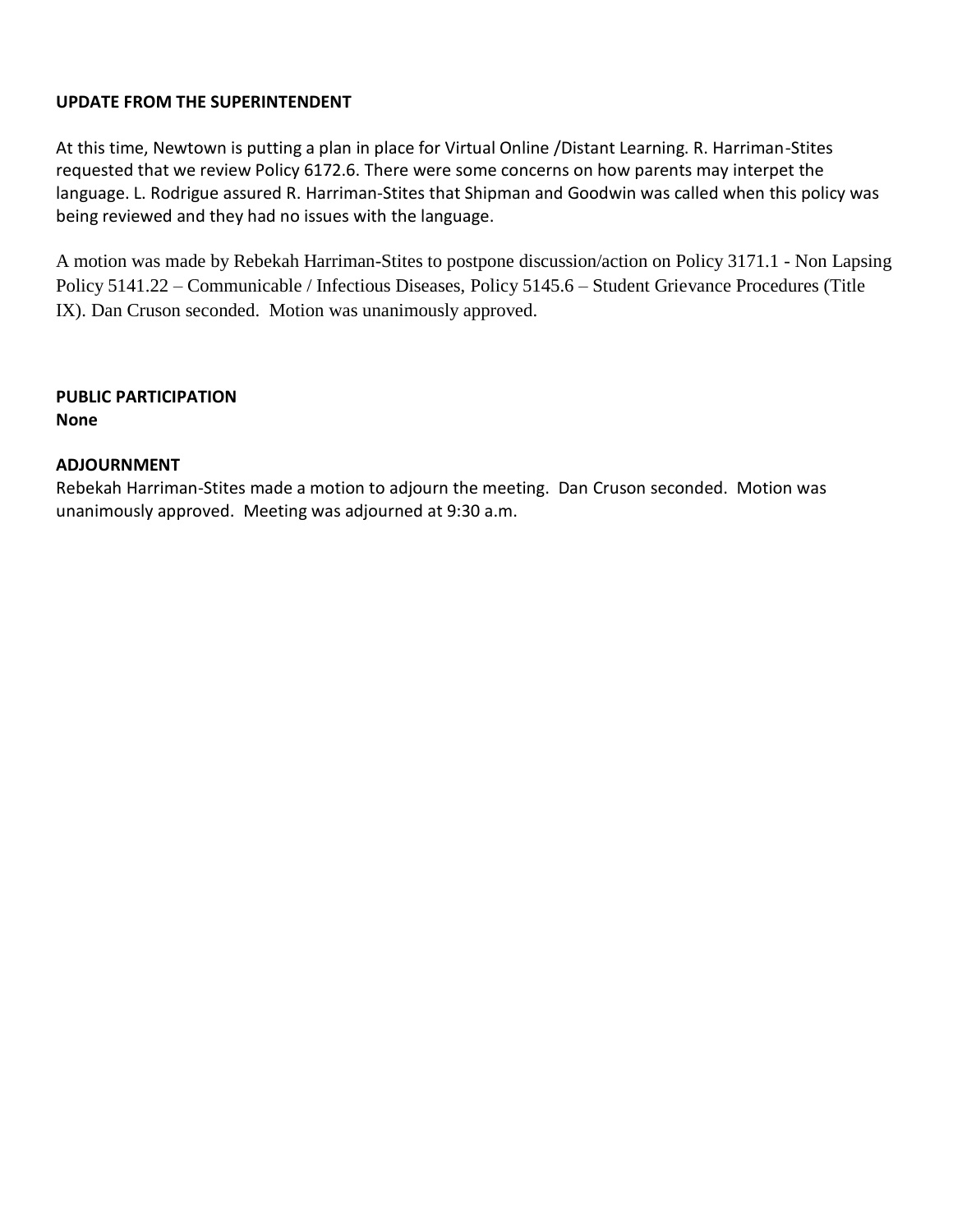**UPDATE FROM THE SUPERINTENDENT**

At this time, Newtown is putting a plan in place for Virtual Online /Distant Learning. R. Harriman-Stites requested that we review Policy 6172.6. There were some concerns on how parents may interpet the language. L. Rodrigue assured R. Harriman-Stites that Shipman and Goodwin was called when this policy was being reviewed and they had no issues with the language.

A motion was made by Rebekah Harriman-Stites to postpone discussion/action on Policy 3171.1 - Non Lapsing Policy 5141.22 – Communicable / Infectious Diseases, Policy 5145.6 – Student Grievance Procedures (Title IX). Dan Cruson seconded. Motion was unanimously approved.

**PUBLIC PARTICIPATION**
**None**

**ADJOURNMENT**
Rebekah Harriman-Stites made a motion to adjourn the meeting. Dan Cruson seconded. Motion was unanimously approved. Meeting was adjourned at 9:30 a.m.